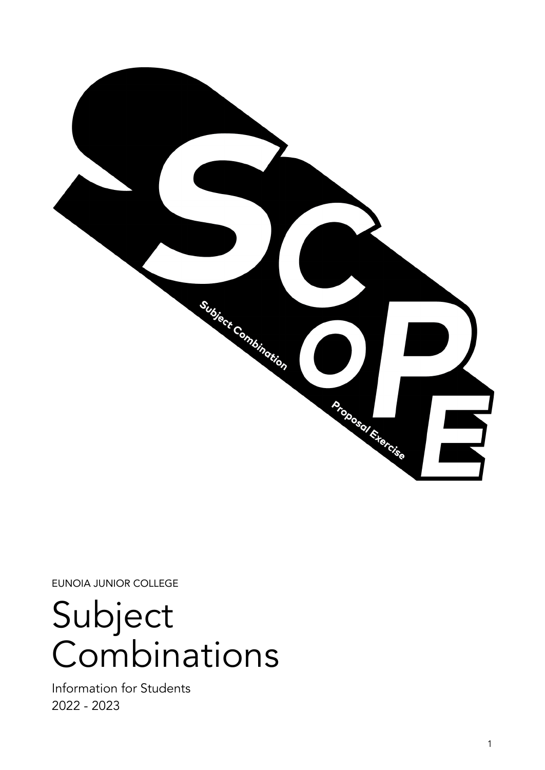SCOPE

Subject Combination Proposal Exercise

EUNOIA JUNIOR COLLEGE

# Subject Combinations

Information for Students
2022 - 2023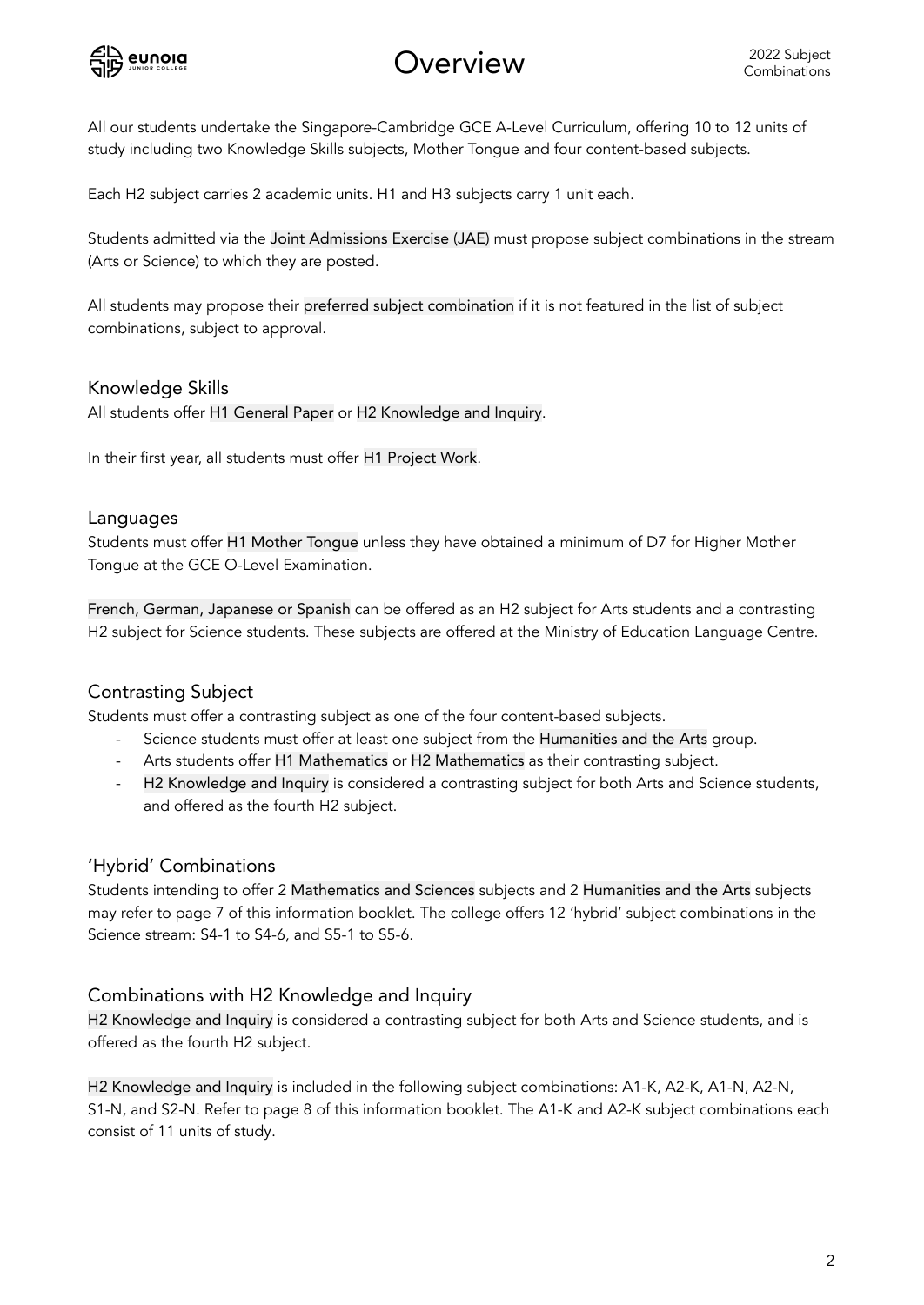# Overview

All our students undertake the Singapore-Cambridge GCE A-Level Curriculum, offering 10 to 12 units of study including two Knowledge Skills subjects, Mother Tongue and four content-based subjects.

Each H2 subject carries 2 academic units. H1 and H3 subjects carry 1 unit each.

Students admitted via the Joint Admissions Exercise (JAE) must propose subject combinations in the stream (Arts or Science) to which they are posted.

All students may propose their preferred subject combination if it is not featured in the list of subject combinations, subject to approval.

## Knowledge Skills

All students offer H1 General Paper or H2 Knowledge and Inquiry.

In their first year, all students must offer H1 Project Work.

## Languages

Students must offer H1 Mother Tongue unless they have obtained a minimum of D7 for Higher Mother Tongue at the GCE O-Level Examination.

French, German, Japanese or Spanish can be offered as an H2 subject for Arts students and a contrasting H2 subject for Science students. These subjects are offered at the Ministry of Education Language Centre.

## Contrasting Subject

Students must offer a contrasting subject as one of the four content-based subjects.

- Science students must offer at least one subject from the Humanities and the Arts group.
- Arts students offer H1 Mathematics or H2 Mathematics as their contrasting subject.
- H2 Knowledge and Inquiry is considered a contrasting subject for both Arts and Science students, and offered as the fourth H2 subject.

## 'Hybrid' Combinations

Students intending to offer 2 Mathematics and Sciences subjects and 2 Humanities and the Arts subjects may refer to page 7 of this information booklet. The college offers 12 'hybrid' subject combinations in the Science stream: S4-1 to S4-6, and S5-1 to S5-6.

## Combinations with H2 Knowledge and Inquiry

H2 Knowledge and Inquiry is considered a contrasting subject for both Arts and Science students, and is offered as the fourth H2 subject.

H2 Knowledge and Inquiry is included in the following subject combinations: A1-K, A2-K, A1-N, A2-N, S1-N, and S2-N. Refer to page 8 of this information booklet. The A1-K and A2-K subject combinations each consist of 11 units of study.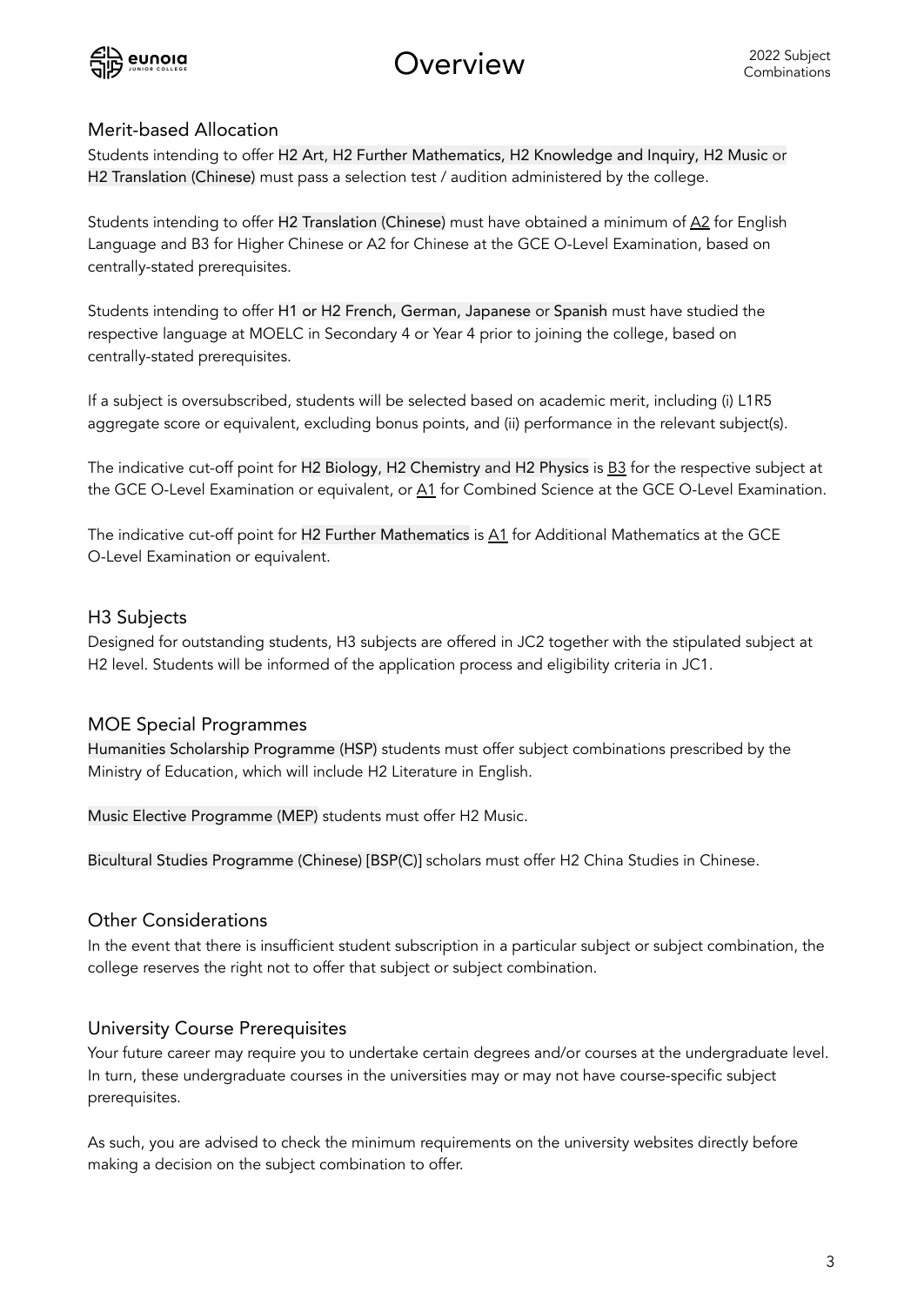# Overview

## Merit-based Allocation

Students intending to offer H2 Art, H2 Further Mathematics, H2 Knowledge and Inquiry, H2 Music or H2 Translation (Chinese) must pass a selection test / audition administered by the college.

Students intending to offer H2 Translation (Chinese) must have obtained a minimum of A2 for English Language and B3 for Higher Chinese or A2 for Chinese at the GCE O-Level Examination, based on centrally-stated prerequisites.

Students intending to offer H1 or H2 French, German, Japanese or Spanish must have studied the respective language at MOELC in Secondary 4 or Year 4 prior to joining the college, based on centrally-stated prerequisites.

If a subject is oversubscribed, students will be selected based on academic merit, including (i) L1R5 aggregate score or equivalent, excluding bonus points, and (ii) performance in the relevant subject(s).

The indicative cut-off point for H2 Biology, H2 Chemistry and H2 Physics is B3 for the respective subject at the GCE O-Level Examination or equivalent, or A1 for Combined Science at the GCE O-Level Examination.

The indicative cut-off point for H2 Further Mathematics is A1 for Additional Mathematics at the GCE O-Level Examination or equivalent.

## H3 Subjects

Designed for outstanding students, H3 subjects are offered in JC2 together with the stipulated subject at H2 level. Students will be informed of the application process and eligibility criteria in JC1.

## MOE Special Programmes

Humanities Scholarship Programme (HSP) students must offer subject combinations prescribed by the Ministry of Education, which will include H2 Literature in English.

Music Elective Programme (MEP) students must offer H2 Music.

Bicultural Studies Programme (Chinese) [BSP(C)] scholars must offer H2 China Studies in Chinese.

## Other Considerations

In the event that there is insufficient student subscription in a particular subject or subject combination, the college reserves the right not to offer that subject or subject combination.

## University Course Prerequisites

Your future career may require you to undertake certain degrees and/or courses at the undergraduate level. In turn, these undergraduate courses in the universities may or may not have course-specific subject prerequisites.

As such, you are advised to check the minimum requirements on the university websites directly before making a decision on the subject combination to offer.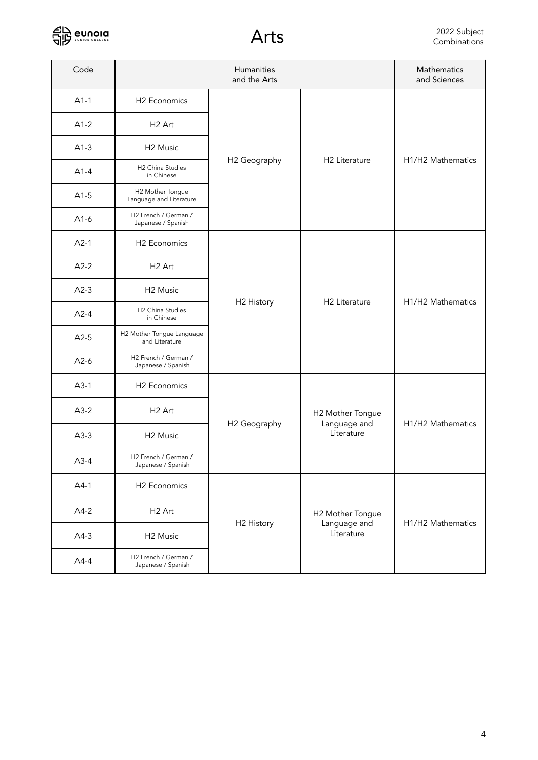# Arts

2022 Subject Combinations

| Code | Humanities and the Arts | | | Mathematics and Sciences |
|---|---|---|---|---|
| A1-1 | H2 Economics | H2 Geography | H2 Literature | H1/H2 Mathematics |
| A1-2 | H2 Art | H2 Geography | H2 Literature | H1/H2 Mathematics |
| A1-3 | H2 Music | H2 Geography | H2 Literature | H1/H2 Mathematics |
| A1-4 | H2 China Studies in Chinese | H2 Geography | H2 Literature | H1/H2 Mathematics |
| A1-5 | H2 Mother Tongue Language and Literature | H2 Geography | H2 Literature | H1/H2 Mathematics |
| A1-6 | H2 French / German / Japanese / Spanish | H2 Geography | H2 Literature | H1/H2 Mathematics |
| A2-1 | H2 Economics | H2 History | H2 Literature | H1/H2 Mathematics |
| A2-2 | H2 Art | H2 History | H2 Literature | H1/H2 Mathematics |
| A2-3 | H2 Music | H2 History | H2 Literature | H1/H2 Mathematics |
| A2-4 | H2 China Studies in Chinese | H2 History | H2 Literature | H1/H2 Mathematics |
| A2-5 | H2 Mother Tongue Language and Literature | H2 History | H2 Literature | H1/H2 Mathematics |
| A2-6 | H2 French / German / Japanese / Spanish | H2 History | H2 Literature | H1/H2 Mathematics |
| A3-1 | H2 Economics | H2 Geography | H2 Mother Tongue Language and Literature | H1/H2 Mathematics |
| A3-2 | H2 Art | H2 Geography | H2 Mother Tongue Language and Literature | H1/H2 Mathematics |
| A3-3 | H2 Music | H2 Geography | H2 Mother Tongue Language and Literature | H1/H2 Mathematics |
| A3-4 | H2 French / German / Japanese / Spanish | H2 Geography | H2 Mother Tongue Language and Literature | H1/H2 Mathematics |
| A4-1 | H2 Economics | H2 History | H2 Mother Tongue Language and Literature | H1/H2 Mathematics |
| A4-2 | H2 Art | H2 History | H2 Mother Tongue Language and Literature | H1/H2 Mathematics |
| A4-3 | H2 Music | H2 History | H2 Mother Tongue Language and Literature | H1/H2 Mathematics |
| A4-4 | H2 French / German / Japanese / Spanish | H2 History | H2 Mother Tongue Language and Literature | H1/H2 Mathematics |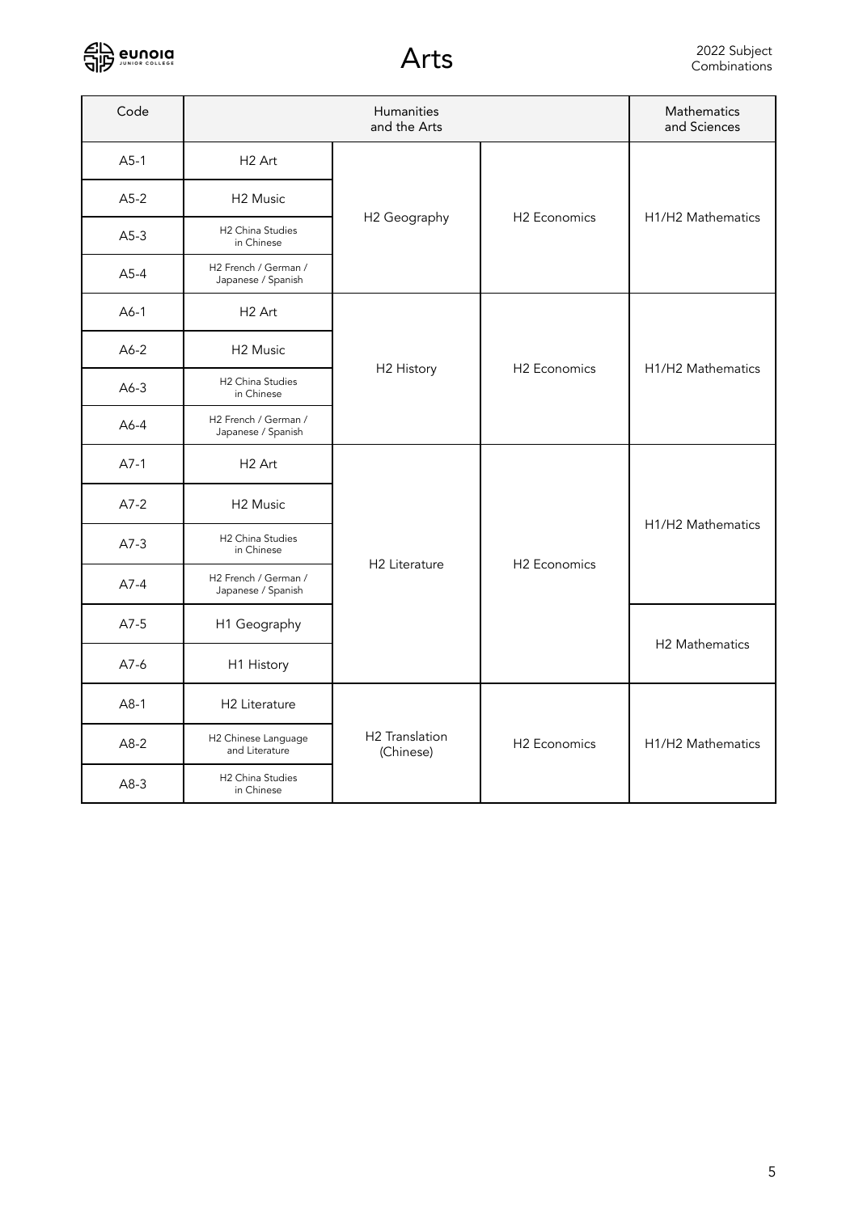# Arts

2022 Subject Combinations

| Code | Humanities and the Arts | | | Mathematics and Sciences |
|---|---|---|---|---|
| A5-1 | H2 Art | H2 Geography | H2 Economics | H1/H2 Mathematics |
| A5-2 | H2 Music | H2 Geography | H2 Economics | H1/H2 Mathematics |
| A5-3 | H2 China Studies in Chinese | H2 Geography | H2 Economics | H1/H2 Mathematics |
| A5-4 | H2 French / German / Japanese / Spanish | H2 Geography | H2 Economics | H1/H2 Mathematics |
| A6-1 | H2 Art | H2 History | H2 Economics | H1/H2 Mathematics |
| A6-2 | H2 Music | H2 History | H2 Economics | H1/H2 Mathematics |
| A6-3 | H2 China Studies in Chinese | H2 History | H2 Economics | H1/H2 Mathematics |
| A6-4 | H2 French / German / Japanese / Spanish | H2 History | H2 Economics | H1/H2 Mathematics |
| A7-1 | H2 Art | H2 Literature | H2 Economics | H1/H2 Mathematics |
| A7-2 | H2 Music | H2 Literature | H2 Economics | H1/H2 Mathematics |
| A7-3 | H2 China Studies in Chinese | H2 Literature | H2 Economics | H1/H2 Mathematics |
| A7-4 | H2 French / German / Japanese / Spanish | H2 Literature | H2 Economics | H1/H2 Mathematics |
| A7-5 | H1 Geography | H2 Literature | H2 Economics | H2 Mathematics |
| A7-6 | H1 History | H2 Literature | H2 Economics | H2 Mathematics |
| A8-1 | H2 Literature | H2 Translation (Chinese) | H2 Economics | H1/H2 Mathematics |
| A8-2 | H2 Chinese Language and Literature | H2 Translation (Chinese) | H2 Economics | H1/H2 Mathematics |
| A8-3 | H2 China Studies in Chinese | H2 Translation (Chinese) | H2 Economics | H1/H2 Mathematics |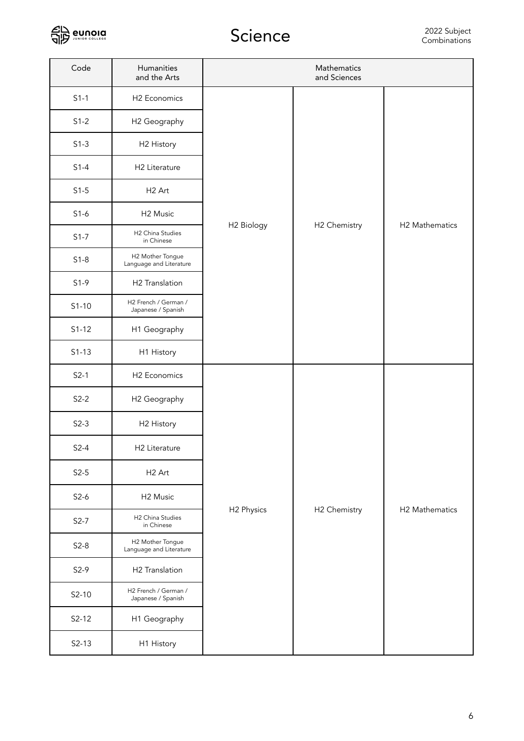# Science

2022 Subject Combinations

| Code | Humanities and the Arts | Mathematics and Sciences | | |
|---|---|---|---|---|
| S1-1 | H2 Economics | H2 Biology | H2 Chemistry | H2 Mathematics |
| S1-2 | H2 Geography | H2 Biology | H2 Chemistry | H2 Mathematics |
| S1-3 | H2 History | H2 Biology | H2 Chemistry | H2 Mathematics |
| S1-4 | H2 Literature | H2 Biology | H2 Chemistry | H2 Mathematics |
| S1-5 | H2 Art | H2 Biology | H2 Chemistry | H2 Mathematics |
| S1-6 | H2 Music | H2 Biology | H2 Chemistry | H2 Mathematics |
| S1-7 | H2 China Studies in Chinese | H2 Biology | H2 Chemistry | H2 Mathematics |
| S1-8 | H2 Mother Tongue Language and Literature | H2 Biology | H2 Chemistry | H2 Mathematics |
| S1-9 | H2 Translation | H2 Biology | H2 Chemistry | H2 Mathematics |
| S1-10 | H2 French / German / Japanese / Spanish | H2 Biology | H2 Chemistry | H2 Mathematics |
| S1-12 | H1 Geography | H2 Biology | H2 Chemistry | H2 Mathematics |
| S1-13 | H1 History | H2 Biology | H2 Chemistry | H2 Mathematics |
| S2-1 | H2 Economics | H2 Physics | H2 Chemistry | H2 Mathematics |
| S2-2 | H2 Geography | H2 Physics | H2 Chemistry | H2 Mathematics |
| S2-3 | H2 History | H2 Physics | H2 Chemistry | H2 Mathematics |
| S2-4 | H2 Literature | H2 Physics | H2 Chemistry | H2 Mathematics |
| S2-5 | H2 Art | H2 Physics | H2 Chemistry | H2 Mathematics |
| S2-6 | H2 Music | H2 Physics | H2 Chemistry | H2 Mathematics |
| S2-7 | H2 China Studies in Chinese | H2 Physics | H2 Chemistry | H2 Mathematics |
| S2-8 | H2 Mother Tongue Language and Literature | H2 Physics | H2 Chemistry | H2 Mathematics |
| S2-9 | H2 Translation | H2 Physics | H2 Chemistry | H2 Mathematics |
| S2-10 | H2 French / German / Japanese / Spanish | H2 Physics | H2 Chemistry | H2 Mathematics |
| S2-12 | H1 Geography | H2 Physics | H2 Chemistry | H2 Mathematics |
| S2-13 | H1 History | H2 Physics | H2 Chemistry | H2 Mathematics |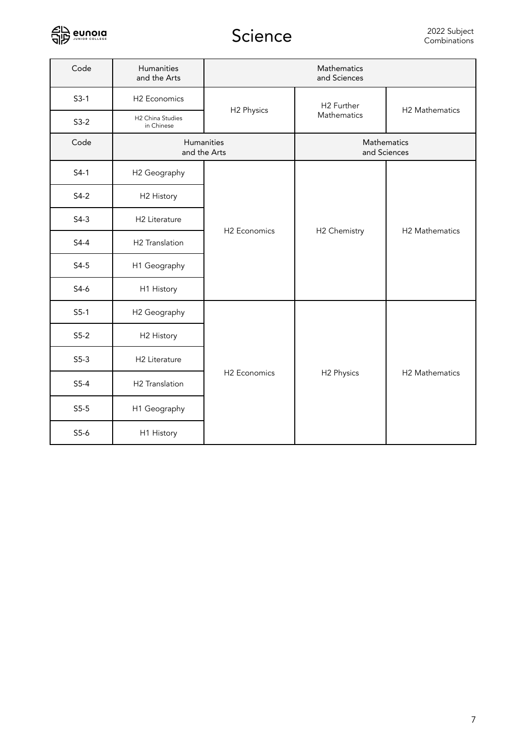# Science

2022 Subject Combinations

| Code | Humanities and the Arts | Mathematics and Sciences | | |
|---|---|---|---|---|
| S3-1 | H2 Economics | H2 Physics | H2 Further Mathematics | H2 Mathematics |
| S3-2 | H2 China Studies in Chinese | H2 Physics | H2 Further Mathematics | H2 Mathematics |

| Code | Humanities and the Arts | | Mathematics and Sciences | |
|---|---|---|---|---|
| S4-1 | H2 Geography | H2 Economics | H2 Chemistry | H2 Mathematics |
| S4-2 | H2 History | H2 Economics | H2 Chemistry | H2 Mathematics |
| S4-3 | H2 Literature | H2 Economics | H2 Chemistry | H2 Mathematics |
| S4-4 | H2 Translation | H2 Economics | H2 Chemistry | H2 Mathematics |
| S4-5 | H1 Geography | H2 Economics | H2 Chemistry | H2 Mathematics |
| S4-6 | H1 History | H2 Economics | H2 Chemistry | H2 Mathematics |
| S5-1 | H2 Geography | H2 Economics | H2 Physics | H2 Mathematics |
| S5-2 | H2 History | H2 Economics | H2 Physics | H2 Mathematics |
| S5-3 | H2 Literature | H2 Economics | H2 Physics | H2 Mathematics |
| S5-4 | H2 Translation | H2 Economics | H2 Physics | H2 Mathematics |
| S5-5 | H1 Geography | H2 Economics | H2 Physics | H2 Mathematics |
| S5-6 | H1 History | H2 Economics | H2 Physics | H2 Mathematics |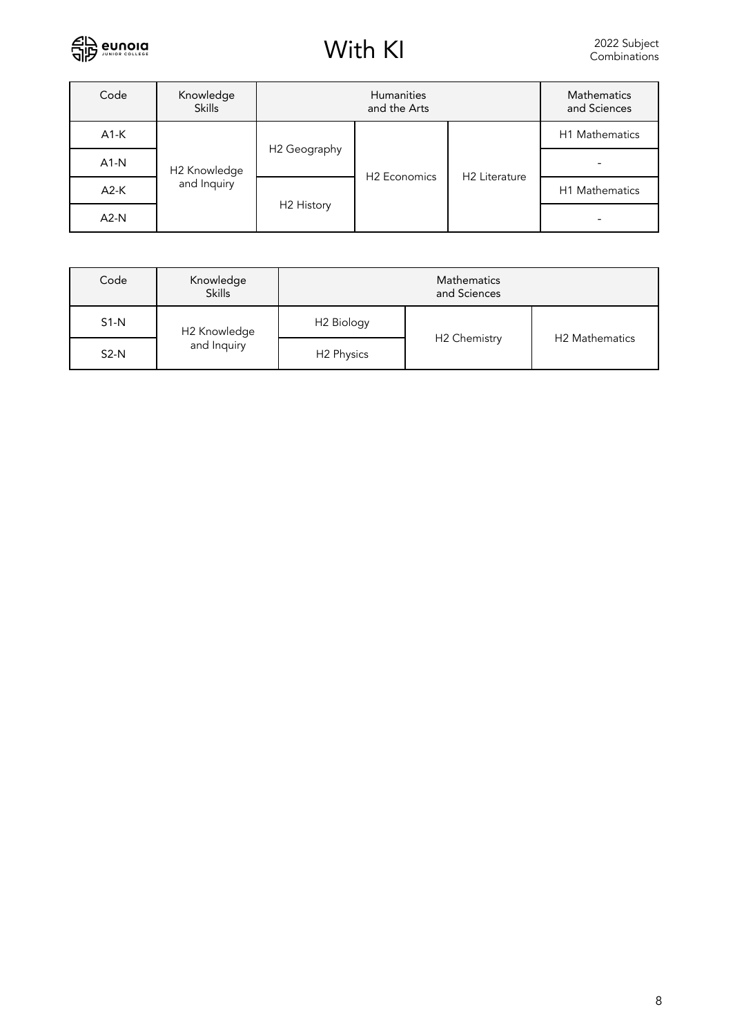# With KI

2022 Subject Combinations

| Code | Knowledge Skills | Humanities and the Arts | | | Mathematics and Sciences |
| --- | --- | --- | --- | --- | --- |
| A1-K | H2 Knowledge and Inquiry | H2 Geography | H2 Economics | H2 Literature | H1 Mathematics |
| A1-N | H2 Knowledge and Inquiry | H2 Geography | H2 Economics | H2 Literature | - |
| A2-K | H2 Knowledge and Inquiry | H2 History | H2 Economics | H2 Literature | H1 Mathematics |
| A2-N | H2 Knowledge and Inquiry | H2 History | H2 Economics | H2 Literature | - |

| Code | Knowledge Skills | Mathematics and Sciences | | |
| --- | --- | --- | --- | --- |
| S1-N | H2 Knowledge and Inquiry | H2 Biology | H2 Chemistry | H2 Mathematics |
| S2-N | H2 Knowledge and Inquiry | H2 Physics | H2 Chemistry | H2 Mathematics |